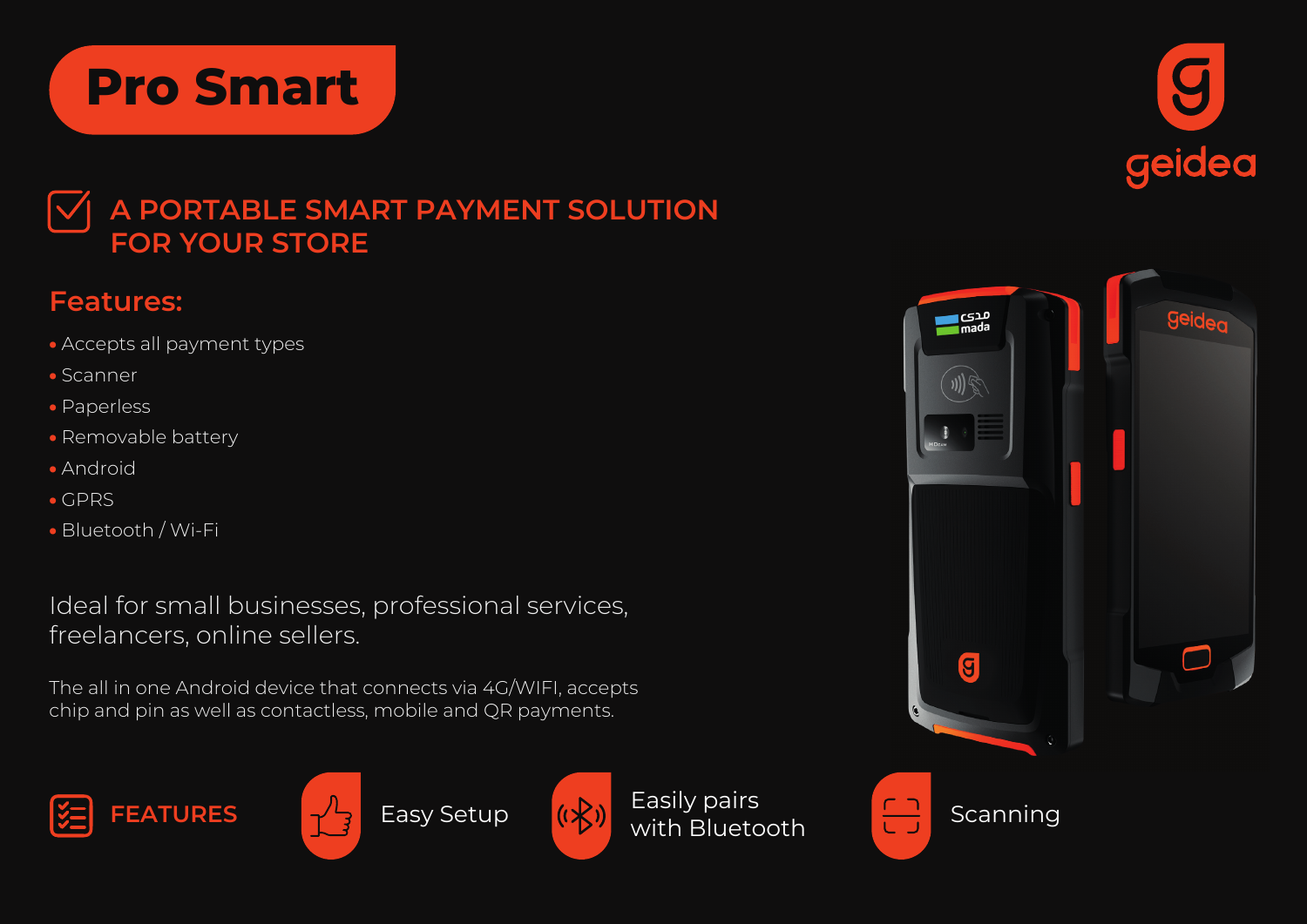# Pro Smart

geidea

## A PORTABLE SMART PAYMENT SOLUTION FOR YOUR STORE

### Features:

- Accepts all payment types
- Scanner
- Paperless
- Removable battery
- Android
- GPRS
- Bluetooth / Wi-Fi

Ideal for small businesses, professional services, freelancers, online sellers.

The all in one Android device that connects via 4G/WIFI, accepts chip and pin as well as contactless, mobile and QR payments.

### FEATURES

- Easy Setup
- Easily pairs with Bluetooth
- Scanning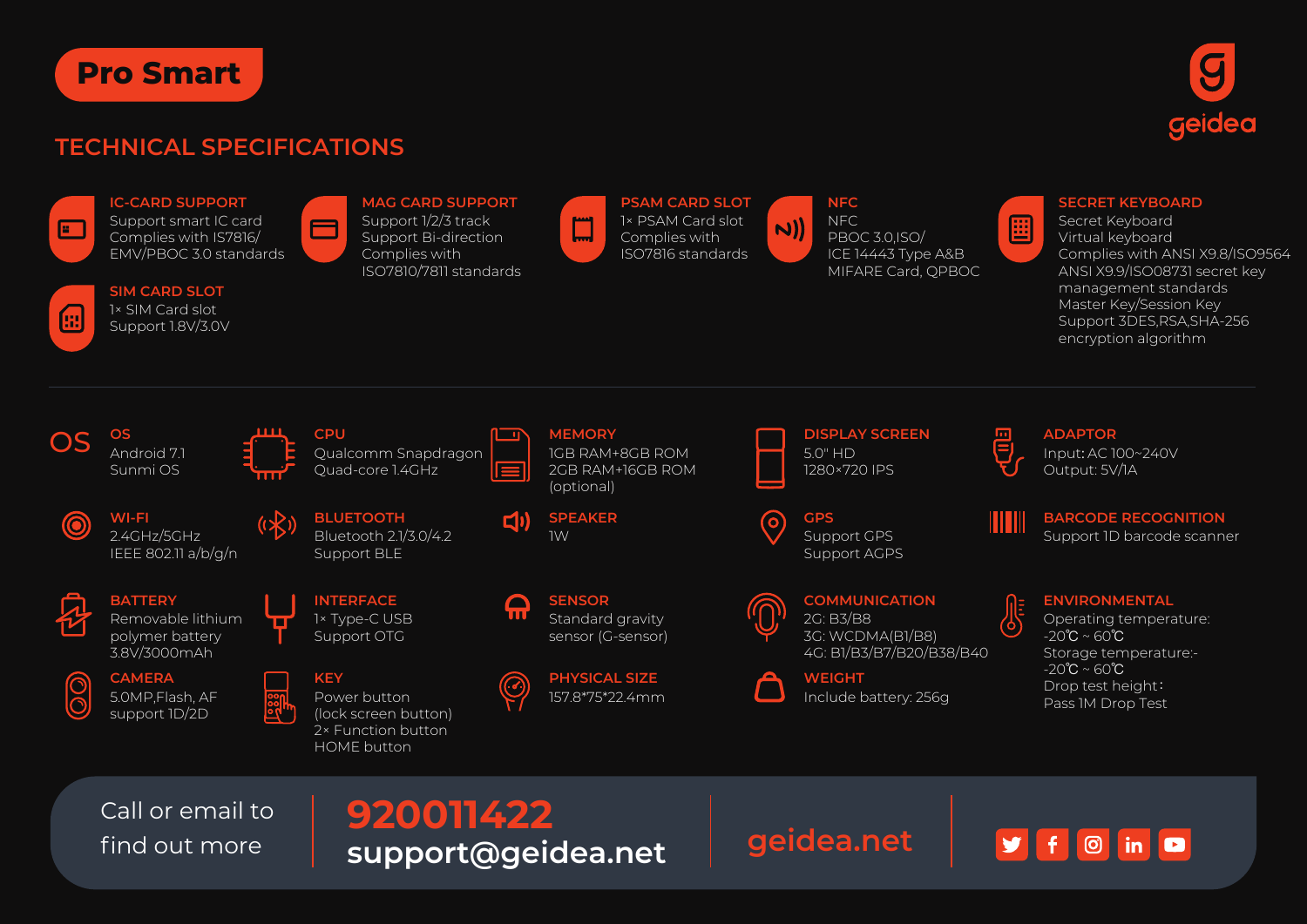# Pro Smart

geidea

## TECHNICAL SPECIFICATIONS

### IC-CARD SUPPORT
Support smart IC card
Complies with IS7816/
EMV/PBOC 3.0 standards

### MAG CARD SUPPORT
Support 1/2/3 track
Support Bi-direction
Complies with
ISO7810/7811 standards

### PSAM CARD SLOT
1× PSAM Card slot
Complies with
ISO7816 standards

### NFC
NFC
PBOC 3.0,ISO/
ICE 14443 Type A&B
MIFARE Card, QPBOC

### SECRET KEYBOARD
Secret Keyboard
Virtual keyboard
Complies with ANSI X9.8/ISO9564
ANSI X9.9/ISO08731 secret key
management standards
Master Key/Session Key
Support 3DES,RSA,SHA-256
encryption algorithm

### SIM CARD SLOT
1× SIM Card slot
Support 1.8V/3.0V

---

### OS
Android 7.1
Sunmi OS

### CPU
Qualcomm Snapdragon
Quad-core 1.4GHz

### MEMORY
1GB RAM+8GB ROM
2GB RAM+16GB ROM
(optional)

### DISPLAY SCREEN
5.0" HD
1280×720 IPS

### ADAPTOR
Input: AC 100~240V
Output: 5V/1A

### WI-FI
2.4GHz/5GHz
IEEE 802.11 a/b/g/n

### BLUETOOTH
Bluetooth 2.1/3.0/4.2
Support BLE

### SPEAKER
1W

### GPS
Support GPS
Support AGPS

### BARCODE RECOGNITION
Support 1D barcode scanner

### BATTERY
Removable lithium
polymer battery
3.8V/3000mAh

### INTERFACE
1× Type-C USB
Support OTG

### SENSOR
Standard gravity
sensor (G-sensor)

### COMMUNICATION
2G: B3/B8
3G: WCDMA(B1/B8)
4G: B1/B3/B7/B20/B38/B40

### ENVIRONMENTAL
Operating temperature:
-20℃ ~ 60℃
Storage temperature:-
-20℃ ~ 60℃
Drop test height：
Pass 1M Drop Test

### CAMERA
5.0MP,Flash, AF
support 1D/2D

### KEY
Power button
(lock screen button)
2× Function button
HOME button

### PHYSICAL SIZE
157.8*75*22.4mm

### WEIGHT
Include battery: 256g

---

Call or email to find out more

**920011422**
**support@geidea.net**

geidea.net